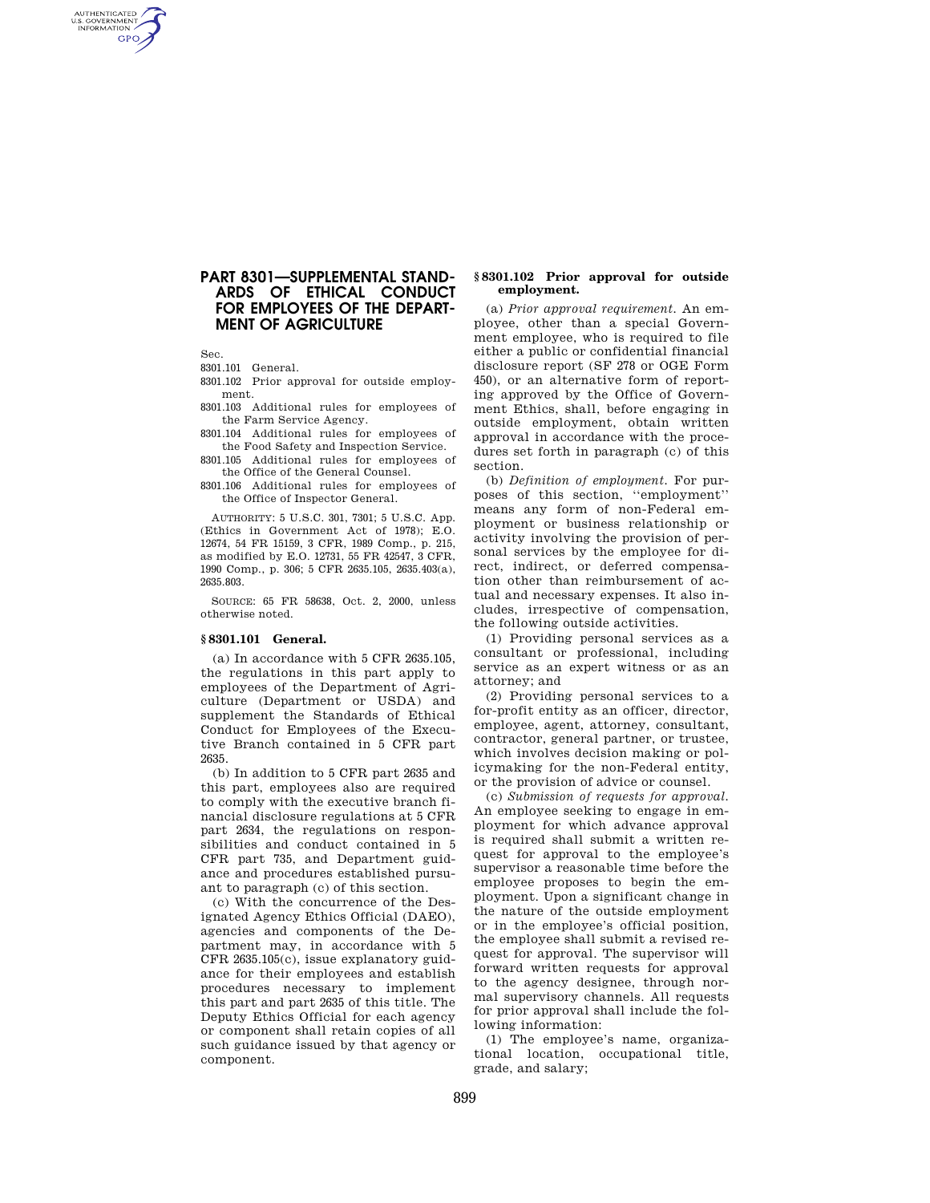# PART 8301—SUPPLEMENTAL STANDARDS OF ETHICAL CONDUCT FOR EMPLOYEES OF THE DEPARTMENT OF AGRICULTURE

Sec.

8301.101 General.

8301.102 Prior approval for outside employment.

8301.103 Additional rules for employees of the Farm Service Agency.

8301.104 Additional rules for employees of the Food Safety and Inspection Service.

8301.105 Additional rules for employees of the Office of the General Counsel.

8301.106 Additional rules for employees of the Office of Inspector General.

AUTHORITY: 5 U.S.C. 301, 7301; 5 U.S.C. App. (Ethics in Government Act of 1978); E.O. 12674, 54 FR 15159, 3 CFR, 1989 Comp., p. 215, as modified by E.O. 12731, 55 FR 42547, 3 CFR, 1990 Comp., p. 306; 5 CFR 2635.105, 2635.403(a), 2635.803.

SOURCE: 65 FR 58638, Oct. 2, 2000, unless otherwise noted.

## § 8301.101 General.

(a) In accordance with 5 CFR 2635.105, the regulations in this part apply to employees of the Department of Agriculture (Department or USDA) and supplement the Standards of Ethical Conduct for Employees of the Executive Branch contained in 5 CFR part 2635.

(b) In addition to 5 CFR part 2635 and this part, employees also are required to comply with the executive branch financial disclosure regulations at 5 CFR part 2634, the regulations on responsibilities and conduct contained in 5 CFR part 735, and Department guidance and procedures established pursuant to paragraph (c) of this section.

(c) With the concurrence of the Designated Agency Ethics Official (DAEO), agencies and components of the Department may, in accordance with 5 CFR 2635.105(c), issue explanatory guidance for their employees and establish procedures necessary to implement this part and part 2635 of this title. The Deputy Ethics Official for each agency or component shall retain copies of all such guidance issued by that agency or component.

## § 8301.102 Prior approval for outside employment.

(a) *Prior approval requirement.* An employee, other than a special Government employee, who is required to file either a public or confidential financial disclosure report (SF 278 or OGE Form 450), or an alternative form of reporting approved by the Office of Government Ethics, shall, before engaging in outside employment, obtain written approval in accordance with the procedures set forth in paragraph (c) of this section.

(b) *Definition of employment.* For purposes of this section, ''employment'' means any form of non-Federal employment or business relationship or activity involving the provision of personal services by the employee for direct, indirect, or deferred compensation other than reimbursement of actual and necessary expenses. It also includes, irrespective of compensation, the following outside activities.

(1) Providing personal services as a consultant or professional, including service as an expert witness or as an attorney; and

(2) Providing personal services to a for-profit entity as an officer, director, employee, agent, attorney, consultant, contractor, general partner, or trustee, which involves decision making or policymaking for the non-Federal entity, or the provision of advice or counsel.

(c) *Submission of requests for approval.* An employee seeking to engage in employment for which advance approval is required shall submit a written request for approval to the employee's supervisor a reasonable time before the employee proposes to begin the employment. Upon a significant change in the nature of the outside employment or in the employee's official position, the employee shall submit a revised request for approval. The supervisor will forward written requests for approval to the agency designee, through normal supervisory channels. All requests for prior approval shall include the following information:

(1) The employee's name, organizational location, occupational title, grade, and salary;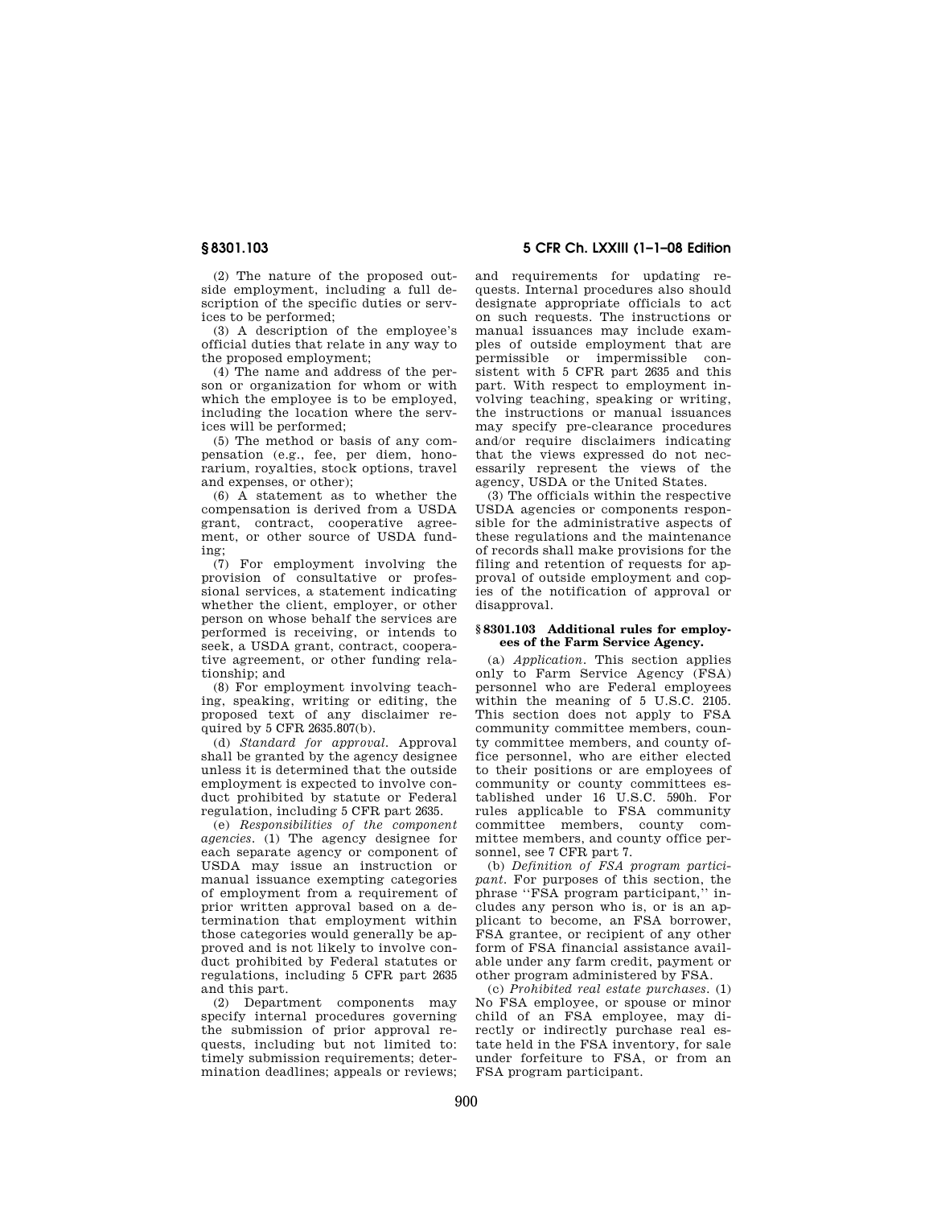(2) The nature of the proposed outside employment, including a full description of the specific duties or services to be performed;

(3) A description of the employee's official duties that relate in any way to the proposed employment;

(4) The name and address of the person or organization for whom or with which the employee is to be employed, including the location where the services will be performed;

(5) The method or basis of any compensation (e.g., fee, per diem, honorarium, royalties, stock options, travel and expenses, or other);

(6) A statement as to whether the compensation is derived from a USDA grant, contract, cooperative agreement, or other source of USDA funding;

(7) For employment involving the provision of consultative or professional services, a statement indicating whether the client, employer, or other person on whose behalf the services are performed is receiving, or intends to seek, a USDA grant, contract, cooperative agreement, or other funding relationship; and

(8) For employment involving teaching, speaking, writing or editing, the proposed text of any disclaimer required by 5 CFR 2635.807(b).

(d) *Standard for approval.* Approval shall be granted by the agency designee unless it is determined that the outside employment is expected to involve conduct prohibited by statute or Federal regulation, including 5 CFR part 2635.

(e) *Responsibilities of the component agencies.* (1) The agency designee for each separate agency or component of USDA may issue an instruction or manual issuance exempting categories of employment from a requirement of prior written approval based on a determination that employment within those categories would generally be approved and is not likely to involve conduct prohibited by Federal statutes or regulations, including 5 CFR part 2635 and this part.

(2) Department components may specify internal procedures governing the submission of prior approval requests, including but not limited to: timely submission requirements; determination deadlines; appeals or reviews; and requirements for updating requests. Internal procedures also should designate appropriate officials to act on such requests. The instructions or manual issuances may include examples of outside employment that are permissible or impermissible consistent with 5 CFR part 2635 and this part. With respect to employment involving teaching, speaking or writing, the instructions or manual issuances may specify pre-clearance procedures and/or require disclaimers indicating that the views expressed do not necessarily represent the views of the agency, USDA or the United States.

(3) The officials within the respective USDA agencies or components responsible for the administrative aspects of these regulations and the maintenance of records shall make provisions for the filing and retention of requests for approval of outside employment and copies of the notification of approval or disapproval.

### § 8301.103 Additional rules for employees of the Farm Service Agency.

(a) *Application.* This section applies only to Farm Service Agency (FSA) personnel who are Federal employees within the meaning of 5 U.S.C. 2105. This section does not apply to FSA community committee members, county committee members, and county office personnel, who are either elected to their positions or are employees of community or county committees established under 16 U.S.C. 590h. For rules applicable to FSA community committee members, county committee members, and county office personnel, see 7 CFR part 7.

(b) *Definition of FSA program participant.* For purposes of this section, the phrase "FSA program participant," includes any person who is, or is an applicant to become, an FSA borrower, FSA grantee, or recipient of any other form of FSA financial assistance available under any farm credit, payment or other program administered by FSA.

(c) *Prohibited real estate purchases.* (1) No FSA employee, or spouse or minor child of an FSA employee, may directly or indirectly purchase real estate held in the FSA inventory, for sale under forfeiture to FSA, or from an FSA program participant.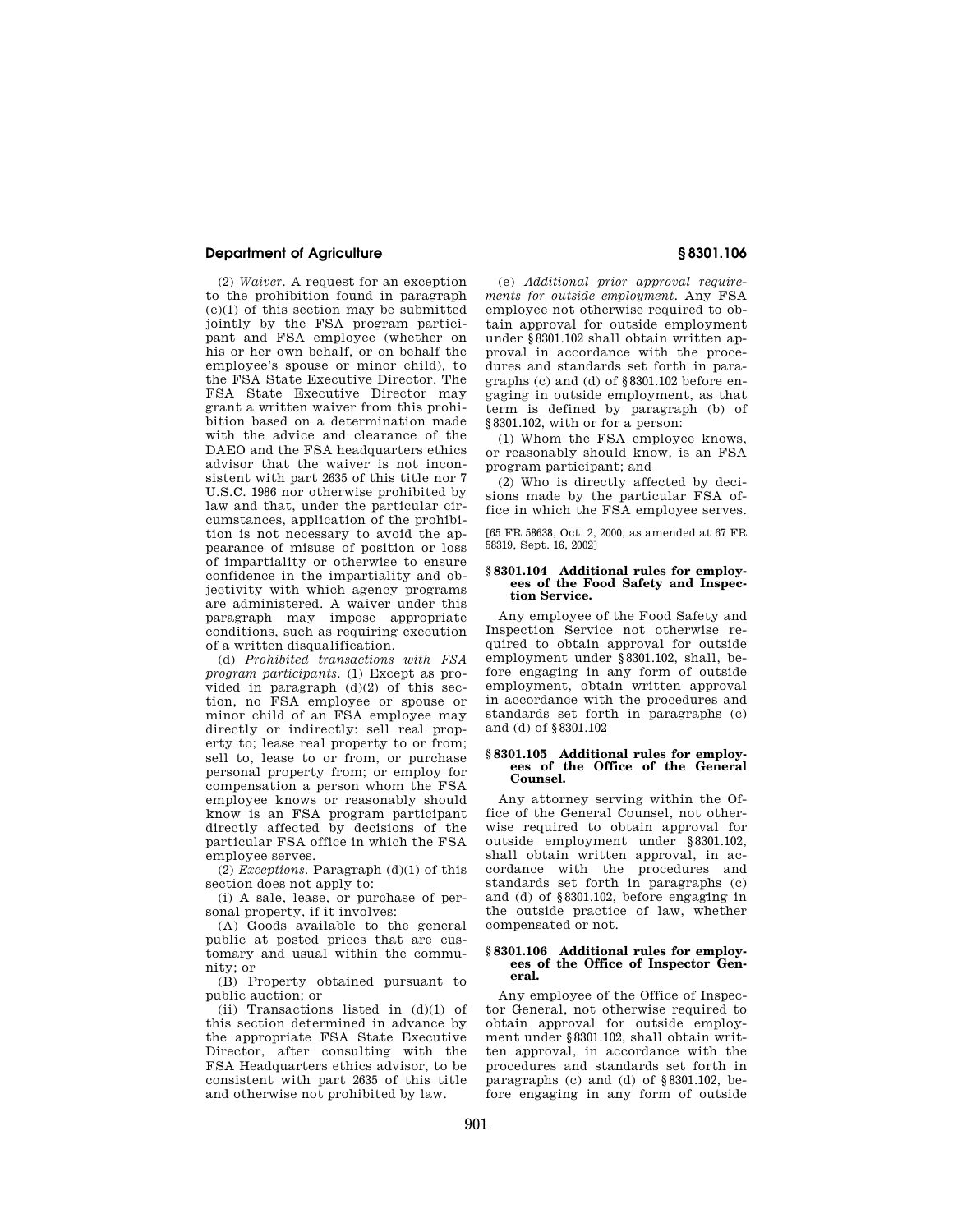(2) *Waiver*. A request for an exception to the prohibition found in paragraph (c)(1) of this section may be submitted jointly by the FSA program participant and FSA employee (whether on his or her own behalf, or on behalf the employee's spouse or minor child), to the FSA State Executive Director. The FSA State Executive Director may grant a written waiver from this prohibition based on a determination made with the advice and clearance of the DAEO and the FSA headquarters ethics advisor that the waiver is not inconsistent with part 2635 of this title nor 7 U.S.C. 1986 nor otherwise prohibited by law and that, under the particular circumstances, application of the prohibition is not necessary to avoid the appearance of misuse of position or loss of impartiality or otherwise to ensure confidence in the impartiality and objectivity with which agency programs are administered. A waiver under this paragraph may impose appropriate conditions, such as requiring execution of a written disqualification.

(d) *Prohibited transactions with FSA program participants*. (1) Except as provided in paragraph (d)(2) of this section, no FSA employee or spouse or minor child of an FSA employee may directly or indirectly: sell real property to; lease real property to or from; sell to, lease to or from, or purchase personal property from; or employ for compensation a person whom the FSA employee knows or reasonably should know is an FSA program participant directly affected by decisions of the particular FSA office in which the FSA employee serves.

(2) *Exceptions*. Paragraph (d)(1) of this section does not apply to:

(i) A sale, lease, or purchase of personal property, if it involves:

(A) Goods available to the general public at posted prices that are customary and usual within the community; or

(B) Property obtained pursuant to public auction; or

(ii) Transactions listed in (d)(1) of this section determined in advance by the appropriate FSA State Executive Director, after consulting with the FSA Headquarters ethics advisor, to be consistent with part 2635 of this title and otherwise not prohibited by law.

(e) *Additional prior approval requirements for outside employment*. Any FSA employee not otherwise required to obtain approval for outside employment under §8301.102 shall obtain written approval in accordance with the procedures and standards set forth in paragraphs (c) and (d) of §8301.102 before engaging in outside employment, as that term is defined by paragraph (b) of §8301.102, with or for a person:

(1) Whom the FSA employee knows, or reasonably should know, is an FSA program participant; and

(2) Who is directly affected by decisions made by the particular FSA office in which the FSA employee serves.

[65 FR 58638, Oct. 2, 2000, as amended at 67 FR 58319, Sept. 16, 2002]

### §8301.104 Additional rules for employees of the Food Safety and Inspection Service.

Any employee of the Food Safety and Inspection Service not otherwise required to obtain approval for outside employment under §8301.102, shall, before engaging in any form of outside employment, obtain written approval in accordance with the procedures and standards set forth in paragraphs (c) and (d) of §8301.102

### §8301.105 Additional rules for employees of the Office of the General Counsel.

Any attorney serving within the Office of the General Counsel, not otherwise required to obtain approval for outside employment under §8301.102, shall obtain written approval, in accordance with the procedures and standards set forth in paragraphs (c) and (d) of §8301.102, before engaging in the outside practice of law, whether compensated or not.

### §8301.106 Additional rules for employees of the Office of Inspector General.

Any employee of the Office of Inspector General, not otherwise required to obtain approval for outside employment under §8301.102, shall obtain written approval, in accordance with the procedures and standards set forth in paragraphs (c) and (d) of §8301.102, before engaging in any form of outside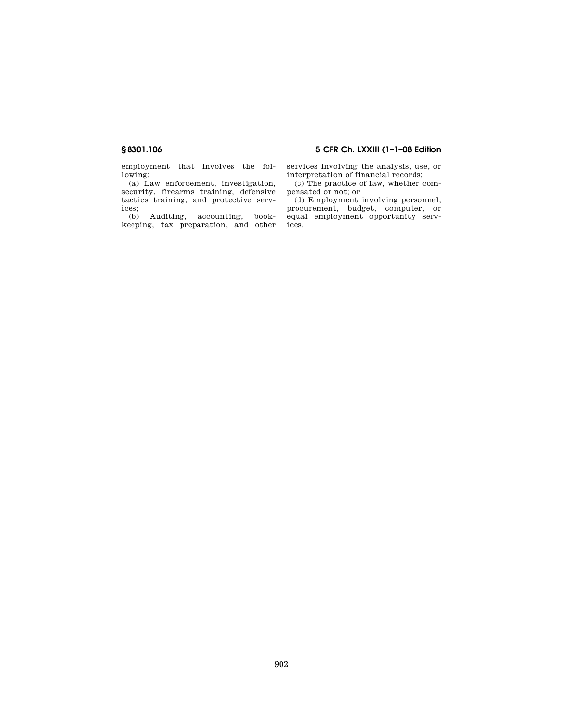employment that involves the following:

(a) Law enforcement, investigation, security, firearms training, defensive tactics training, and protective services;

(b) Auditing, accounting, bookkeeping, tax preparation, and other services involving the analysis, use, or interpretation of financial records;

(c) The practice of law, whether compensated or not; or

(d) Employment involving personnel, procurement, budget, computer, or equal employment opportunity services.